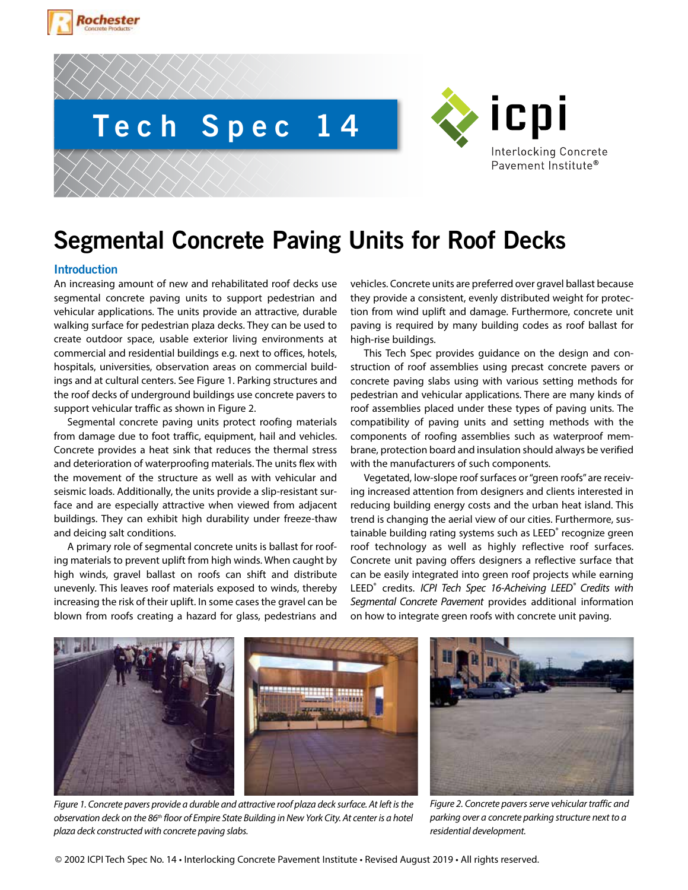# Tech Spec 14

# Segmental Concrete Paving Units for Roof Decks

## Introduction

An increasing amount of new and rehabilitated roof decks use segmental concrete paving units to support pedestrian and vehicular applications. The units provide an attractive, durable walking surface for pedestrian plaza decks. They can be used to create outdoor space, usable exterior living environments at commercial and residential buildings e.g. next to offices, hotels, hospitals, universities, observation areas on commercial buildings and at cultural centers. See Figure 1. Parking structures and the roof decks of underground buildings use concrete pavers to support vehicular traffic as shown in Figure 2.

Segmental concrete paving units protect roofing materials from damage due to foot traffic, equipment, hail and vehicles. Concrete provides a heat sink that reduces the thermal stress and deterioration of waterproofing materials. The units flex with the movement of the structure as well as with vehicular and seismic loads. Additionally, the units provide a slip-resistant surface and are especially attractive when viewed from adjacent buildings. They can exhibit high durability under freeze-thaw and deicing salt conditions.

A primary role of segmental concrete units is ballast for roofing materials to prevent uplift from high winds. When caught by high winds, gravel ballast on roofs can shift and distribute unevenly. This leaves roof materials exposed to winds, thereby increasing the risk of their uplift. In some cases the gravel can be blown from roofs creating a hazard for glass, pedestrians and vehicles. Concrete units are preferred over gravel ballast because they provide a consistent, evenly distributed weight for protection from wind uplift and damage. Furthermore, concrete unit paving is required by many building codes as roof ballast for high-rise buildings.

This Tech Spec provides guidance on the design and construction of roof assemblies using precast concrete pavers or concrete paving slabs using with various setting methods for pedestrian and vehicular applications. There are many kinds of roof assemblies placed under these types of paving units. The compatibility of paving units and setting methods with the components of roofing assemblies such as waterproof membrane, protection board and insulation should always be verified with the manufacturers of such components.

Vegetated, low-slope roof surfaces or "green roofs" are receiving increased attention from designers and clients interested in reducing building energy costs and the urban heat island. This trend is changing the aerial view of our cities. Furthermore, sustainable building rating systems such as LEED® recognize green roof technology as well as highly reflective roof surfaces. Concrete unit paving offers designers a reflective surface that can be easily integrated into green roof projects while earning LEED® credits. *ICPI Tech Spec 16-Acheiving LEED® Credits with Segmental Concrete Pavement* provides additional information on how to integrate green roofs with concrete unit paving.

*Figure 1. Concrete pavers provide a durable and attractive roof plaza deck surface. At left is the observation deck on the 86th floor of Empire State Building in New York City. At center is a hotel plaza deck constructed with concrete paving slabs.*

*Figure 2. Concrete pavers serve vehicular traffic and parking over a concrete parking structure next to a residential development.*

© 2002 ICPI Tech Spec No. 14 • Interlocking Concrete Pavement Institute • Revised August 2019 • All rights reserved.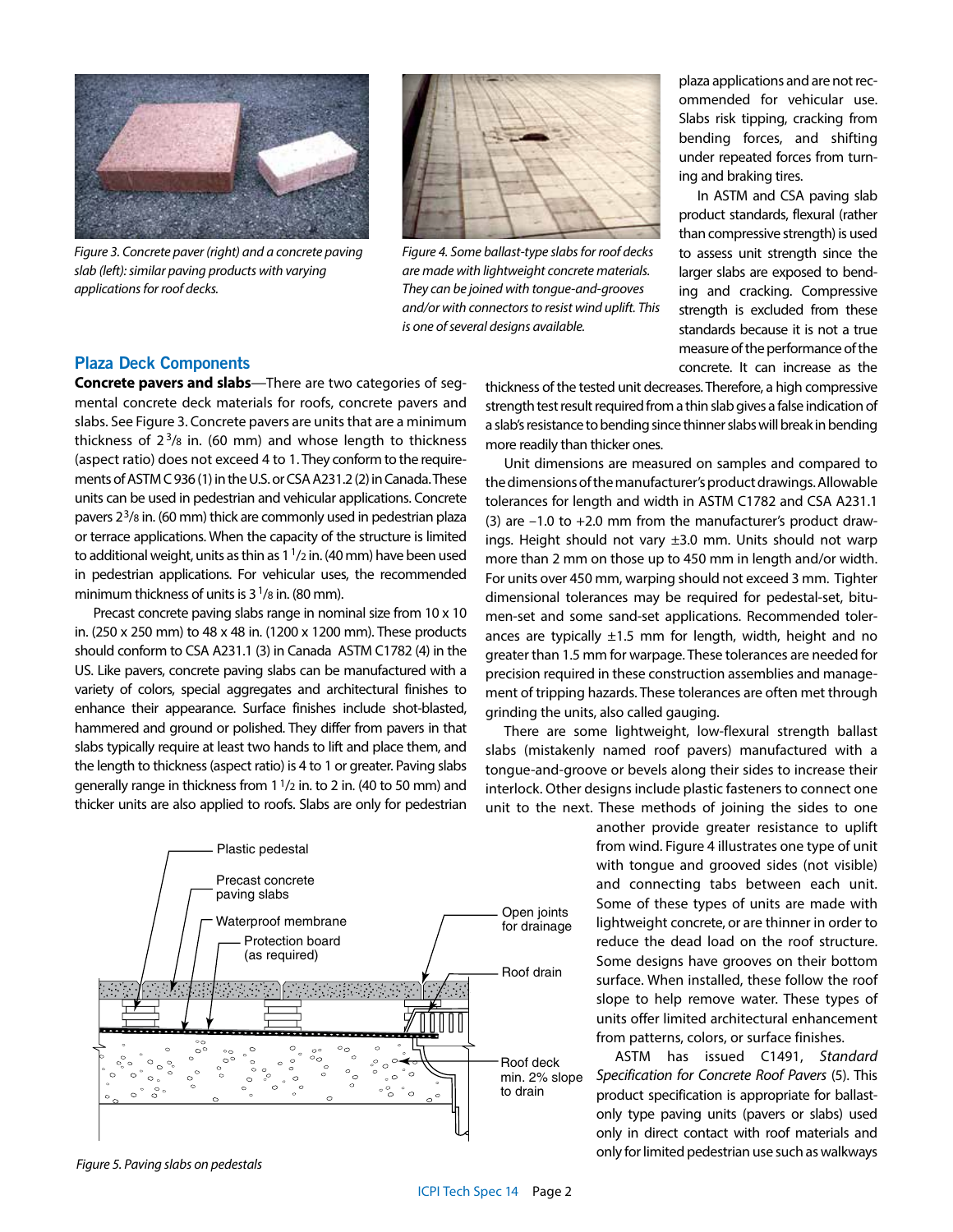Figure 3. Concrete paver (right) and a concrete paving slab (left): similar paving products with varying applications for roof decks.

Figure 4. Some ballast-type slabs for roof decks are made with lightweight concrete materials. They can be joined with tongue-and-grooves and/or with connectors to resist wind uplift. This is one of several designs available.

## Plaza Deck Components

**Concrete pavers and slabs**—There are two categories of segmental concrete deck materials for roofs, concrete pavers and slabs. See Figure 3. Concrete pavers are units that are a minimum thickness of 2 $^3/_8$ in. (60 mm) and whose length to thickness (aspect ratio) does not exceed 4 to 1. They conform to the requirements of ASTM C 936 (1) in the U.S. or CSA A231.2 (2) in Canada. These units can be used in pedestrian and vehicular applications. Concrete pavers 2 $^3/_8$ in. (60 mm) thick are commonly used in pedestrian plaza or terrace applications. When the capacity of the structure is limited to additional weight, units as thin as 1 $^1/_2$ in. (40 mm) have been used in pedestrian applications. For vehicular uses, the recommended minimum thickness of units is 3 $^1/_8$ in. (80 mm).

Precast concrete paving slabs range in nominal size from 10 x 10 in. (250 x 250 mm) to 48 x 48 in. (1200 x 1200 mm). These products should conform to CSA A231.1 (3) in Canada ASTM C1782 (4) in the US. Like pavers, concrete paving slabs can be manufactured with a variety of colors, special aggregates and architectural finishes to enhance their appearance. Surface finishes include shot-blasted, hammered and ground or polished. They differ from pavers in that slabs typically require at least two hands to lift and place them, and the length to thickness (aspect ratio) is 4 to 1 or greater. Paving slabs generally range in thickness from 1 $^1/_2$ in. to 2 in. (40 to 50 mm) and thicker units are also applied to roofs. Slabs are only for pedestrian plaza applications and are not recommended for vehicular use. Slabs risk tipping, cracking from bending forces, and shifting under repeated forces from turning and braking tires.

In ASTM and CSA paving slab product standards, flexural (rather than compressive strength) is used to assess unit strength since the larger slabs are exposed to bending and cracking. Compressive strength is excluded from these standards because it is not a true measure of the performance of the concrete. It can increase as the thickness of the tested unit decreases. Therefore, a high compressive strength test result required from a thin slab gives a false indication of a slab's resistance to bending since thinner slabs will break in bending more readily than thicker ones.

Unit dimensions are measured on samples and compared to the dimensions of the manufacturer's product drawings. Allowable tolerances for length and width in ASTM C1782 and CSA A231.1 (3) are –1.0 to +2.0 mm from the manufacturer's product drawings. Height should not vary ±3.0 mm. Units should not warp more than 2 mm on those up to 450 mm in length and/or width. For units over 450 mm, warping should not exceed 3 mm. Tighter dimensional tolerances may be required for pedestal-set, bitumen-set and some sand-set applications. Recommended tolerances are typically ±1.5 mm for length, width, height and no greater than 1.5 mm for warpage. These tolerances are needed for precision required in these construction assemblies and management of tripping hazards. These tolerances are often met through grinding the units, also called gauging.

There are some lightweight, low-flexural strength ballast slabs (mistakenly named roof pavers) manufactured with a tongue-and-groove or bevels along their sides to increase their interlock. Other designs include plastic fasteners to connect one unit to the next. These methods of joining the sides to one another provide greater resistance to uplift from wind. Figure 4 illustrates one type of unit with tongue and grooved sides (not visible) and connecting tabs between each unit. Some of these types of units are made with lightweight concrete, or are thinner in order to reduce the dead load on the roof structure. Some designs have grooves on their bottom surface. When installed, these follow the roof slope to help remove water. These types of units offer limited architectural enhancement from patterns, colors, or surface finishes.

ASTM has issued C1491, *Standard Specification for Concrete Roof Pavers* (5). This product specification is appropriate for ballast-only type paving units (pavers or slabs) used only in direct contact with roof materials and only for limited pedestrian use such as walkways

Plastic pedestal
Precast concrete paving slabs
Waterproof membrane
Protection board (as required)
Open joints for drainage
Roof drain
Roof deck min. 2% slope to drain

Figure 5. Paving slabs on pedestals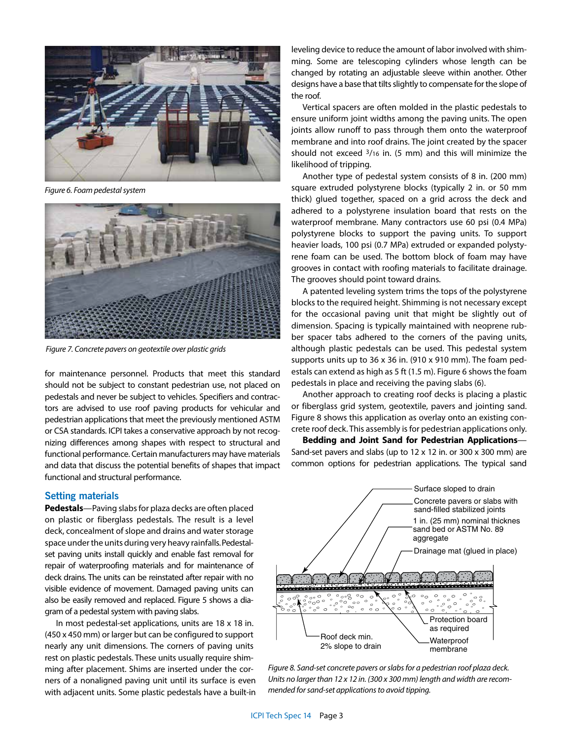Figure 6. Foam pedestal system

Figure 7. Concrete pavers on geotextile over plastic grids

for maintenance personnel. Products that meet this standard should not be subject to constant pedestrian use, not placed on pedestals and never be subject to vehicles. Specifiers and contractors are advised to use roof paving products for vehicular and pedestrian applications that meet the previously mentioned ASTM or CSA standards. ICPI takes a conservative approach by not recognizing differences among shapes with respect to structural and functional performance. Certain manufacturers may have materials and data that discuss the potential benefits of shapes that impact functional and structural performance.

## Setting materials

**Pedestals**—Paving slabs for plaza decks are often placed on plastic or fiberglass pedestals. The result is a level deck, concealment of slope and drains and water storage space under the units during very heavy rainfalls. Pedestal-set paving units install quickly and enable fast removal for repair of waterproofing materials and for maintenance of deck drains. The units can be reinstated after repair with no visible evidence of movement. Damaged paving units can also be easily removed and replaced. Figure 5 shows a diagram of a pedestal system with paving slabs.

In most pedestal-set applications, units are 18 x 18 in. (450 x 450 mm) or larger but can be configured to support nearly any unit dimensions. The corners of paving units rest on plastic pedestals. These units usually require shimming after placement. Shims are inserted under the corners of a nonaligned paving unit until its surface is even with adjacent units. Some plastic pedestals have a built-in leveling device to reduce the amount of labor involved with shimming. Some are telescoping cylinders whose length can be changed by rotating an adjustable sleeve within another. Other designs have a base that tilts slightly to compensate for the slope of the roof.

Vertical spacers are often molded in the plastic pedestals to ensure uniform joint widths among the paving units. The open joints allow runoff to pass through them onto the waterproof membrane and into roof drains. The joint created by the spacer should not exceed 3/16 in. (5 mm) and this will minimize the likelihood of tripping.

Another type of pedestal system consists of 8 in. (200 mm) square extruded polystyrene blocks (typically 2 in. or 50 mm thick) glued together, spaced on a grid across the deck and adhered to a polystyrene insulation board that rests on the waterproof membrane. Many contractors use 60 psi (0.4 MPa) polystyrene blocks to support the paving units. To support heavier loads, 100 psi (0.7 MPa) extruded or expanded polystyrene foam can be used. The bottom block of foam may have grooves in contact with roofing materials to facilitate drainage. The grooves should point toward drains.

A patented leveling system trims the tops of the polystyrene blocks to the required height. Shimming is not necessary except for the occasional paving unit that might be slightly out of dimension. Spacing is typically maintained with neoprene rubber spacer tabs adhered to the corners of the paving units, although plastic pedestals can be used. This pedestal system supports units up to 36 x 36 in. (910 x 910 mm). The foam pedestals can extend as high as 5 ft (1.5 m). Figure 6 shows the foam pedestals in place and receiving the paving slabs (6).

Another approach to creating roof decks is placing a plastic or fiberglass grid system, geotextile, pavers and jointing sand. Figure 8 shows this application as overlay onto an existing concrete roof deck. This assembly is for pedestrian applications only.

**Bedding and Joint Sand for Pedestrian Applications**—Sand-set pavers and slabs (up to 12 x 12 in. or 300 x 300 mm) are common options for pedestrian applications. The typical sand

Surface sloped to drain
Concrete pavers or slabs with sand-filled stabilized joints
1 in. (25 mm) nominal thicknes sand bed or ASTM No. 89 aggregate
Drainage mat (glued in place)
Protection board as required
Roof deck min. 2% slope to drain
Waterproof membrane

Figure 8. Sand-set concrete pavers or slabs for a pedestrian roof plaza deck. Units no larger than 12 x 12 in. (300 x 300 mm) length and width are recommended for sand-set applications to avoid tipping.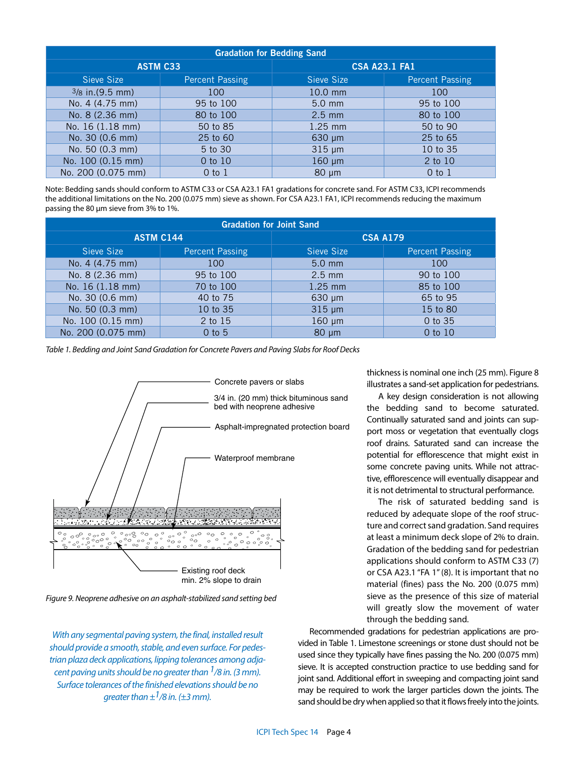| Gradation for Bedding Sand | | | |
|---|---|---|---|
| ASTM C33 | | CSA A23.1 FA1 | |
| Sieve Size | Percent Passing | Sieve Size | Percent Passing |
| 3/8 in.(9.5 mm) | 100 | 10.0 mm | 100 |
| No. 4 (4.75 mm) | 95 to 100 | 5.0 mm | 95 to 100 |
| No. 8 (2.36 mm) | 80 to 100 | 2.5 mm | 80 to 100 |
| No. 16 (1.18 mm) | 50 to 85 | 1.25 mm | 50 to 90 |
| No. 30 (0.6 mm) | 25 to 60 | 630 μm | 25 to 65 |
| No. 50 (0.3 mm) | 5 to 30 | 315 μm | 10 to 35 |
| No. 100 (0.15 mm) | 0 to 10 | 160 μm | 2 to 10 |
| No. 200 (0.075 mm) | 0 to 1 | 80 μm | 0 to 1 |

Note: Bedding sands should conform to ASTM C33 or CSA A23.1 FA1 gradations for concrete sand. For ASTM C33, ICPI recommends the additional limitations on the No. 200 (0.075 mm) sieve as shown. For CSA A23.1 FA1, ICPI recommends reducing the maximum passing the 80 μm sieve from 3% to 1%.

| Gradation for Joint Sand | | | |
|---|---|---|---|
| ASTM C144 | | CSA A179 | |
| Sieve Size | Percent Passing | Sieve Size | Percent Passing |
| No. 4 (4.75 mm) | 100 | 5.0 mm | 100 |
| No. 8 (2.36 mm) | 95 to 100 | 2.5 mm | 90 to 100 |
| No. 16 (1.18 mm) | 70 to 100 | 1.25 mm | 85 to 100 |
| No. 30 (0.6 mm) | 40 to 75 | 630 μm | 65 to 95 |
| No. 50 (0.3 mm) | 10 to 35 | 315 μm | 15 to 80 |
| No. 100 (0.15 mm) | 2 to 15 | 160 μm | 0 to 35 |
| No. 200 (0.075 mm) | 0 to 5 | 80 μm | 0 to 10 |

*Table 1. Bedding and Joint Sand Gradation for Concrete Pavers and Paving Slabs for Roof Decks*

Concrete pavers or slabs

3/4 in. (20 mm) thick bituminous sand bed with neoprene adhesive

Asphalt-impregnated protection board

Waterproof membrane

Existing roof deck min. 2% slope to drain

*Figure 9. Neoprene adhesive on an asphalt-stabilized sand setting bed*

*With any segmental paving system, the final, installed result should provide a smooth, stable, and even surface. For pedestrian plaza deck applications, lipping tolerances among adjacent paving units should be no greater than 1/8 in. (3 mm). Surface tolerances of the finished elevations should be no greater than ±1/8 in. (±3 mm).*

thickness is nominal one inch (25 mm). Figure 8 illustrates a sand-set application for pedestrians.

A key design consideration is not allowing the bedding sand to become saturated. Continually saturated sand and joints can support moss or vegetation that eventually clogs roof drains. Saturated sand can increase the potential for efflorescence that might exist in some concrete paving units. While not attractive, efflorescence will eventually disappear and it is not detrimental to structural performance.

The risk of saturated bedding sand is reduced by adequate slope of the roof structure and correct sand gradation. Sand requires at least a minimum deck slope of 2% to drain. Gradation of the bedding sand for pedestrian applications should conform to ASTM C33 (7) or CSA A23.1 "FA 1" (8). It is important that no material (fines) pass the No. 200 (0.075 mm) sieve as the presence of this size of material will greatly slow the movement of water through the bedding sand.

Recommended gradations for pedestrian applications are provided in Table 1. Limestone screenings or stone dust should not be used since they typically have fines passing the No. 200 (0.075 mm) sieve. It is accepted construction practice to use bedding sand for joint sand. Additional effort in sweeping and compacting joint sand may be required to work the larger particles down the joints. The sand should be dry when applied so that it flows freely into the joints.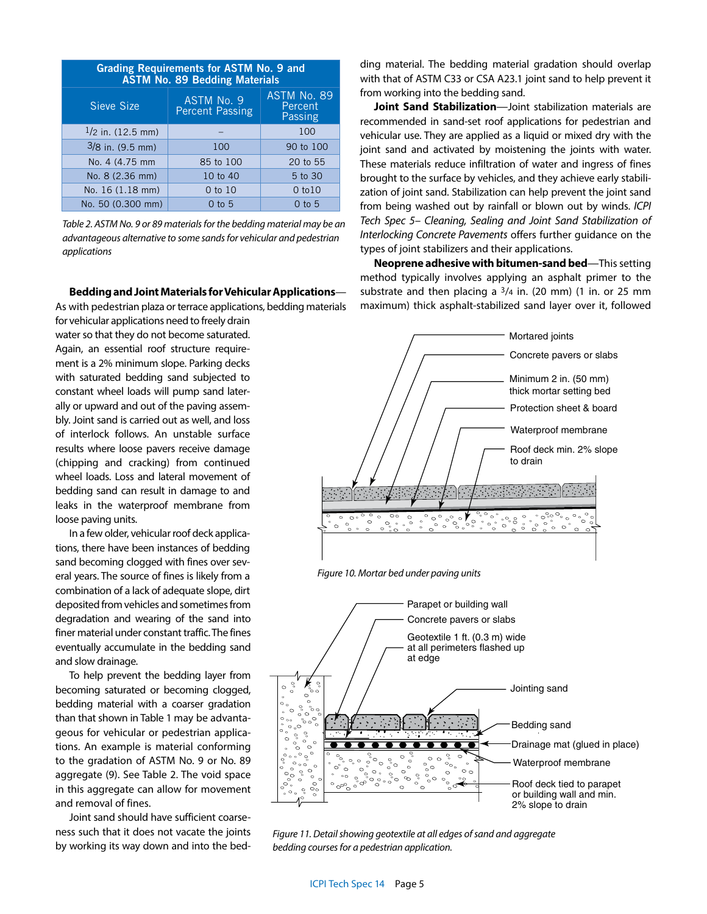| Grading Requirements for ASTM No. 9 and ASTM No. 89 Bedding Materials | | |
|---|---|---|
| Sieve Size | ASTM No. 9 Percent Passing | ASTM No. 89 Percent Passing |
| 1/2 in. (12.5 mm) | – | 100 |
| 3/8 in. (9.5 mm) | 100 | 90 to 100 |
| No. 4 (4.75 mm | 85 to 100 | 20 to 55 |
| No. 8 (2.36 mm) | 10 to 40 | 5 to 30 |
| No. 16 (1.18 mm) | 0 to 10 | 0 to10 |
| No. 50 (0.300 mm) | 0 to 5 | 0 to 5 |

*Table 2. ASTM No. 9 or 89 materials for the bedding material may be an advantageous alternative to some sands for vehicular and pedestrian applications*

**Bedding and Joint Materials for Vehicular Applications**—As with pedestrian plaza or terrace applications, bedding materials for vehicular applications need to freely drain water so that they do not become saturated. Again, an essential roof structure requirement is a 2% minimum slope. Parking decks with saturated bedding sand subjected to constant wheel loads will pump sand laterally or upward and out of the paving assembly. Joint sand is carried out as well, and loss of interlock follows. An unstable surface results where loose pavers receive damage (chipping and cracking) from continued wheel loads. Loss and lateral movement of bedding sand can result in damage to and leaks in the waterproof membrane from loose paving units.

In a few older, vehicular roof deck applications, there have been instances of bedding sand becoming clogged with fines over several years. The source of fines is likely from a combination of a lack of adequate slope, dirt deposited from vehicles and sometimes from degradation and wearing of the sand into finer material under constant traffic. The fines eventually accumulate in the bedding sand and slow drainage.

To help prevent the bedding layer from becoming saturated or becoming clogged, bedding material with a coarser gradation than that shown in Table 1 may be advantageous for vehicular or pedestrian applications. An example is material conforming to the gradation of ASTM No. 9 or No. 89 aggregate (9). See Table 2. The void space in this aggregate can allow for movement and removal of fines.

Joint sand should have sufficient coarseness such that it does not vacate the joints by working its way down and into the bedding material. The bedding material gradation should overlap with that of ASTM C33 or CSA A23.1 joint sand to help prevent it from working into the bedding sand.

**Joint Sand Stabilization**—Joint stabilization materials are recommended in sand-set roof applications for pedestrian and vehicular use. They are applied as a liquid or mixed dry with the joint sand and activated by moistening the joints with water. These materials reduce infiltration of water and ingress of fines brought to the surface by vehicles, and they achieve early stabilization of joint sand. Stabilization can help prevent the joint sand from being washed out by rainfall or blown out by winds. *ICPI Tech Spec 5– Cleaning, Sealing and Joint Sand Stabilization of Interlocking Concrete Pavements* offers further guidance on the types of joint stabilizers and their applications.

**Neoprene adhesive with bitumen-sand bed**—This setting method typically involves applying an asphalt primer to the substrate and then placing a 3/4 in. (20 mm) (1 in. or 25 mm maximum) thick asphalt-stabilized sand layer over it, followed

Mortared joints
Concrete pavers or slabs
Minimum 2 in. (50 mm) thick mortar setting bed
Protection sheet & board
Waterproof membrane
Roof deck min. 2% slope to drain

*Figure 10. Mortar bed under paving units*

Parapet or building wall
Concrete pavers or slabs
Geotextile 1 ft. (0.3 m) wide at all perimeters flashed up at edge
Jointing sand
Bedding sand
Drainage mat (glued in place)
Waterproof membrane
Roof deck tied to parapet or building wall and min. 2% slope to drain

*Figure 11. Detail showing geotextile at all edges of sand and aggregate bedding courses for a pedestrian application.*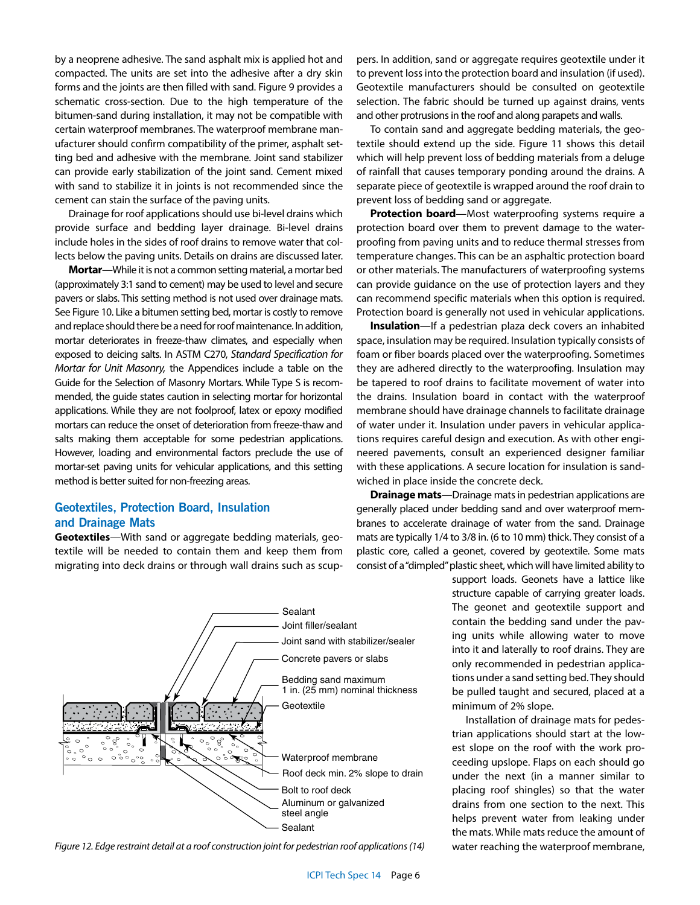by a neoprene adhesive. The sand asphalt mix is applied hot and compacted. The units are set into the adhesive after a dry skin forms and the joints are then filled with sand. Figure 9 provides a schematic cross-section. Due to the high temperature of the bitumen-sand during installation, it may not be compatible with certain waterproof membranes. The waterproof membrane manufacturer should confirm compatibility of the primer, asphalt setting bed and adhesive with the membrane. Joint sand stabilizer can provide early stabilization of the joint sand. Cement mixed with sand to stabilize it in joints is not recommended since the cement can stain the surface of the paving units.

Drainage for roof applications should use bi-level drains which provide surface and bedding layer drainage. Bi-level drains include holes in the sides of roof drains to remove water that collects below the paving units. Details on drains are discussed later.

**Mortar**—While it is not a common setting material, a mortar bed (approximately 3:1 sand to cement) may be used to level and secure pavers or slabs. This setting method is not used over drainage mats. See Figure 10. Like a bitumen setting bed, mortar is costly to remove and replace should there be a need for roof maintenance. In addition, mortar deteriorates in freeze-thaw climates, and especially when exposed to deicing salts. In ASTM C270, *Standard Specification for Mortar for Unit Masonry,* the Appendices include a table on the Guide for the Selection of Masonry Mortars. While Type S is recommended, the guide states caution in selecting mortar for horizontal applications. While they are not foolproof, latex or epoxy modified mortars can reduce the onset of deterioration from freeze-thaw and salts making them acceptable for some pedestrian applications. However, loading and environmental factors preclude the use of mortar-set paving units for vehicular applications, and this setting method is better suited for non-freezing areas.

## Geotextiles, Protection Board, Insulation and Drainage Mats

**Geotextiles**—With sand or aggregate bedding materials, geotextile will be needed to contain them and keep them from migrating into deck drains or through wall drains such as scuppers. In addition, sand or aggregate requires geotextile under it to prevent loss into the protection board and insulation (if used). Geotextile manufacturers should be consulted on geotextile selection. The fabric should be turned up against drains, vents and other protrusions in the roof and along parapets and walls.

To contain sand and aggregate bedding materials, the geotextile should extend up the side. Figure 11 shows this detail which will help prevent loss of bedding materials from a deluge of rainfall that causes temporary ponding around the drains. A separate piece of geotextile is wrapped around the roof drain to prevent loss of bedding sand or aggregate.

**Protection board**—Most waterproofing systems require a protection board over them to prevent damage to the waterproofing from paving units and to reduce thermal stresses from temperature changes. This can be an asphaltic protection board or other materials. The manufacturers of waterproofing systems can provide guidance on the use of protection layers and they can recommend specific materials when this option is required. Protection board is generally not used in vehicular applications.

**Insulation**—If a pedestrian plaza deck covers an inhabited space, insulation may be required. Insulation typically consists of foam or fiber boards placed over the waterproofing. Sometimes they are adhered directly to the waterproofing. Insulation may be tapered to roof drains to facilitate movement of water into the drains. Insulation board in contact with the waterproof membrane should have drainage channels to facilitate drainage of water under it. Insulation under pavers in vehicular applications requires careful design and execution. As with other engineered pavements, consult an experienced designer familiar with these applications. A secure location for insulation is sandwiched in place inside the concrete deck.

**Drainage mats**—Drainage mats in pedestrian applications are generally placed under bedding sand and over waterproof membranes to accelerate drainage of water from the sand. Drainage mats are typically 1/4 to 3/8 in. (6 to 10 mm) thick. They consist of a plastic core, called a geonet, covered by geotextile. Some mats consist of a "dimpled" plastic sheet, which will have limited ability to support loads. Geonets have a lattice like structure capable of carrying greater loads. The geonet and geotextile support and contain the bedding sand under the paving units while allowing water to move into it and laterally to roof drains. They are only recommended in pedestrian applications under a sand setting bed. They should be pulled taught and secured, placed at a minimum of 2% slope.

Installation of drainage mats for pedestrian applications should start at the lowest slope on the roof with the work proceeding upslope. Flaps on each should go under the next (in a manner similar to placing roof shingles) so that the water drains from one section to the next. This helps prevent water from leaking under the mats. While mats reduce the amount of water reaching the waterproof membrane,

Sealant
Joint filler/sealant
Joint sand with stabilizer/sealer
Concrete pavers or slabs
Bedding sand maximum 1 in. (25 mm) nominal thickness
Geotextile
Waterproof membrane
Roof deck min. 2% slope to drain
Bolt to roof deck
Aluminum or galvanized steel angle
Sealant

*Figure 12. Edge restraint detail at a roof construction joint for pedestrian roof applications (14)*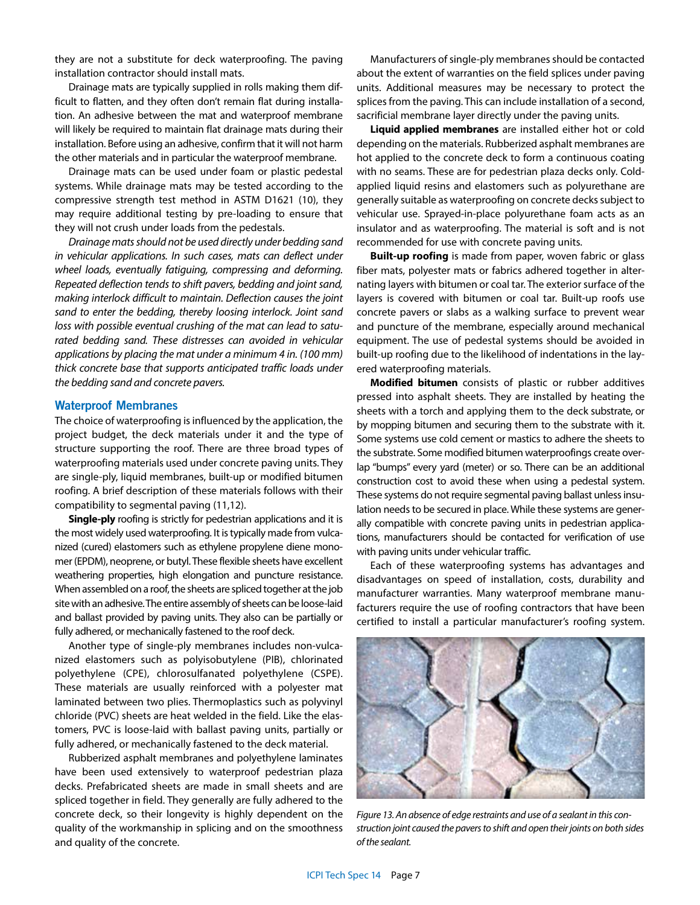they are not a substitute for deck waterproofing. The paving installation contractor should install mats.

Drainage mats are typically supplied in rolls making them difficult to flatten, and they often don't remain flat during installation. An adhesive between the mat and waterproof membrane will likely be required to maintain flat drainage mats during their installation. Before using an adhesive, confirm that it will not harm the other materials and in particular the waterproof membrane.

Drainage mats can be used under foam or plastic pedestal systems. While drainage mats may be tested according to the compressive strength test method in ASTM D1621 (10), they may require additional testing by pre-loading to ensure that they will not crush under loads from the pedestals.

*Drainage mats should not be used directly under bedding sand in vehicular applications. In such cases, mats can deflect under wheel loads, eventually fatiguing, compressing and deforming. Repeated deflection tends to shift pavers, bedding and joint sand, making interlock difficult to maintain. Deflection causes the joint sand to enter the bedding, thereby loosing interlock. Joint sand loss with possible eventual crushing of the mat can lead to saturated bedding sand. These distresses can avoided in vehicular applications by placing the mat under a minimum 4 in. (100 mm) thick concrete base that supports anticipated traffic loads under the bedding sand and concrete pavers.*

## Waterproof Membranes

The choice of waterproofing is influenced by the application, the project budget, the deck materials under it and the type of structure supporting the roof. There are three broad types of waterproofing materials used under concrete paving units. They are single-ply, liquid membranes, built-up or modified bitumen roofing. A brief description of these materials follows with their compatibility to segmental paving (11,12).

**Single-ply** roofing is strictly for pedestrian applications and it is the most widely used waterproofing. It is typically made from vulcanized (cured) elastomers such as ethylene propylene diene monomer (EPDM), neoprene, or butyl. These flexible sheets have excellent weathering properties, high elongation and puncture resistance. When assembled on a roof, the sheets are spliced together at the job site with an adhesive. The entire assembly of sheets can be loose-laid and ballast provided by paving units. They also can be partially or fully adhered, or mechanically fastened to the roof deck.

Another type of single-ply membranes includes non-vulcanized elastomers such as polyisobutylene (PIB), chlorinated polyethylene (CPE), chlorosulfanated polyethylene (CSPE). These materials are usually reinforced with a polyester mat laminated between two plies. Thermoplastics such as polyvinyl chloride (PVC) sheets are heat welded in the field. Like the elastomers, PVC is loose-laid with ballast paving units, partially or fully adhered, or mechanically fastened to the deck material.

Rubberized asphalt membranes and polyethylene laminates have been used extensively to waterproof pedestrian plaza decks. Prefabricated sheets are made in small sheets and are spliced together in field. They generally are fully adhered to the concrete deck, so their longevity is highly dependent on the quality of the workmanship in splicing and on the smoothness and quality of the concrete.

Manufacturers of single-ply membranes should be contacted about the extent of warranties on the field splices under paving units. Additional measures may be necessary to protect the splices from the paving. This can include installation of a second, sacrificial membrane layer directly under the paving units.

**Liquid applied membranes** are installed either hot or cold depending on the materials. Rubberized asphalt membranes are hot applied to the concrete deck to form a continuous coating with no seams. These are for pedestrian plaza decks only. Cold-applied liquid resins and elastomers such as polyurethane are generally suitable as waterproofing on concrete decks subject to vehicular use. Sprayed-in-place polyurethane foam acts as an insulator and as waterproofing. The material is soft and is not recommended for use with concrete paving units.

**Built-up roofing** is made from paper, woven fabric or glass fiber mats, polyester mats or fabrics adhered together in alternating layers with bitumen or coal tar. The exterior surface of the layers is covered with bitumen or coal tar. Built-up roofs use concrete pavers or slabs as a walking surface to prevent wear and puncture of the membrane, especially around mechanical equipment. The use of pedestal systems should be avoided in built-up roofing due to the likelihood of indentations in the layered waterproofing materials.

**Modified bitumen** consists of plastic or rubber additives pressed into asphalt sheets. They are installed by heating the sheets with a torch and applying them to the deck substrate, or by mopping bitumen and securing them to the substrate with it. Some systems use cold cement or mastics to adhere the sheets to the substrate. Some modified bitumen waterproofings create overlap "bumps" every yard (meter) or so. There can be an additional construction cost to avoid these when using a pedestal system. These systems do not require segmental paving ballast unless insulation needs to be secured in place. While these systems are generally compatible with concrete paving units in pedestrian applications, manufacturers should be contacted for verification of use with paving units under vehicular traffic.

Each of these waterproofing systems has advantages and disadvantages on speed of installation, costs, durability and manufacturer warranties. Many waterproof membrane manufacturers require the use of roofing contractors that have been certified to install a particular manufacturer's roofing system.

*Figure 13. An absence of edge restraints and use of a sealant in this construction joint caused the pavers to shift and open their joints on both sides of the sealant.*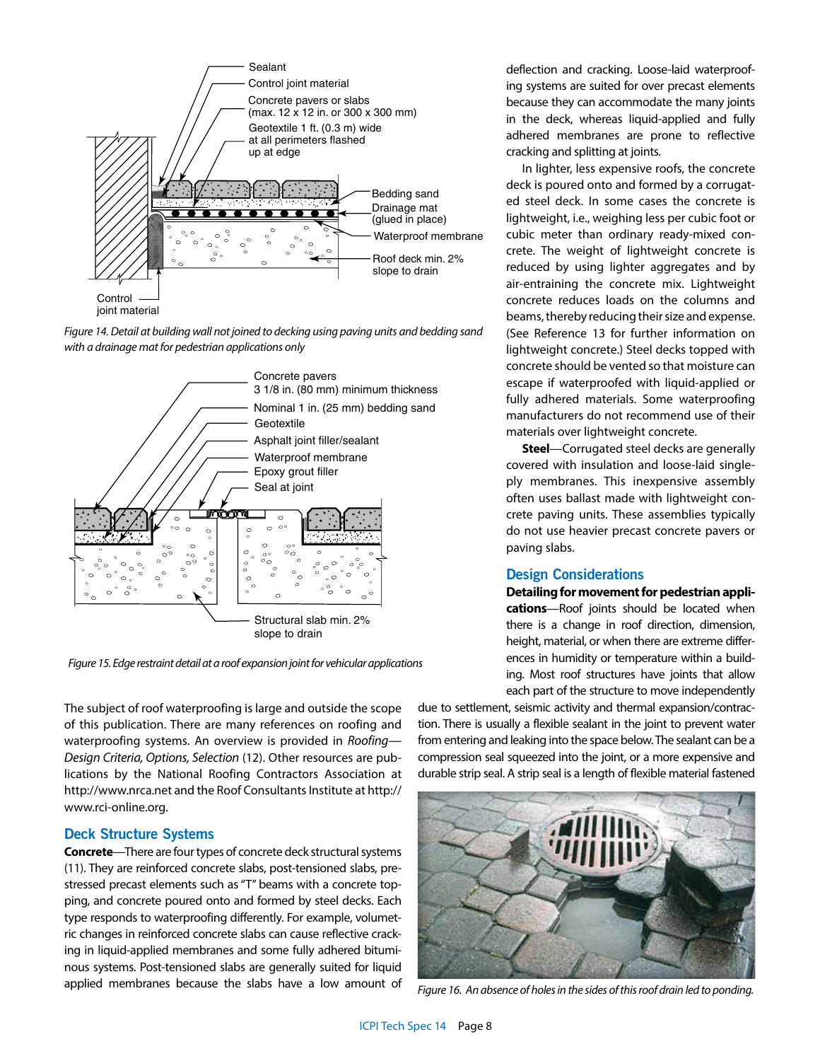Sealant
Control joint material
Concrete pavers or slabs
(max. 12 x 12 in. or 300 x 300 mm)
Geotextile 1 ft. (0.3 m) wide
at all perimeters flashed
up at edge
Bedding sand
Drainage mat
(glued in place)
Waterproof membrane
Roof deck min. 2%
slope to drain
Control
joint material

*Figure 14. Detail at building wall not joined to decking using paving units and bedding sand with a drainage mat for pedestrian applications only*

Concrete pavers
3 1/8 in. (80 mm) minimum thickness
Nominal 1 in. (25 mm) bedding sand
Geotextile
Asphalt joint filler/sealant
Waterproof membrane
Epoxy grout filler
Seal at joint
Structural slab min. 2%
slope to drain

*Figure 15. Edge restraint detail at a roof expansion joint for vehicular applications*

The subject of roof waterproofing is large and outside the scope of this publication. There are many references on roofing and waterproofing systems. An overview is provided in *Roofing—Design Criteria, Options, Selection* (12). Other resources are publications by the National Roofing Contractors Association at http://www.nrca.net and the Roof Consultants Institute at http://www.rci-online.org.

## Deck Structure Systems

**Concrete**—There are four types of concrete deck structural systems (11). They are reinforced concrete slabs, post-tensioned slabs, prestressed precast elements such as "T" beams with a concrete topping, and concrete poured onto and formed by steel decks. Each type responds to waterproofing differently. For example, volumetric changes in reinforced concrete slabs can cause reflective cracking in liquid-applied membranes and some fully adhered bituminous systems. Post-tensioned slabs are generally suited for liquid applied membranes because the slabs have a low amount of deflection and cracking. Loose-laid waterproofing systems are suited for over precast elements because they can accommodate the many joints in the deck, whereas liquid-applied and fully adhered membranes are prone to reflective cracking and splitting at joints.

In lighter, less expensive roofs, the concrete deck is poured onto and formed by a corrugated steel deck. In some cases the concrete is lightweight, i.e., weighing less per cubic foot or cubic meter than ordinary ready-mixed concrete. The weight of lightweight concrete is reduced by using lighter aggregates and by air-entraining the concrete mix. Lightweight concrete reduces loads on the columns and beams, thereby reducing their size and expense. (See Reference 13 for further information on lightweight concrete.) Steel decks topped with concrete should be vented so that moisture can escape if waterproofed with liquid-applied or fully adhered materials. Some waterproofing manufacturers do not recommend use of their materials over lightweight concrete.

**Steel**—Corrugated steel decks are generally covered with insulation and loose-laid single-ply membranes. This inexpensive assembly often uses ballast made with lightweight concrete paving units. These assemblies typically do not use heavier precast concrete pavers or paving slabs.

## Design Considerations

**Detailing for movement for pedestrian applications**—Roof joints should be located when there is a change in roof direction, dimension, height, material, or when there are extreme differences in humidity or temperature within a building. Most roof structures have joints that allow each part of the structure to move independently due to settlement, seismic activity and thermal expansion/contraction. There is usually a flexible sealant in the joint to prevent water from entering and leaking into the space below. The sealant can be a compression seal squeezed into the joint, or a more expensive and durable strip seal. A strip seal is a length of flexible material fastened

*Figure 16. An absence of holes in the sides of this roof drain led to ponding.*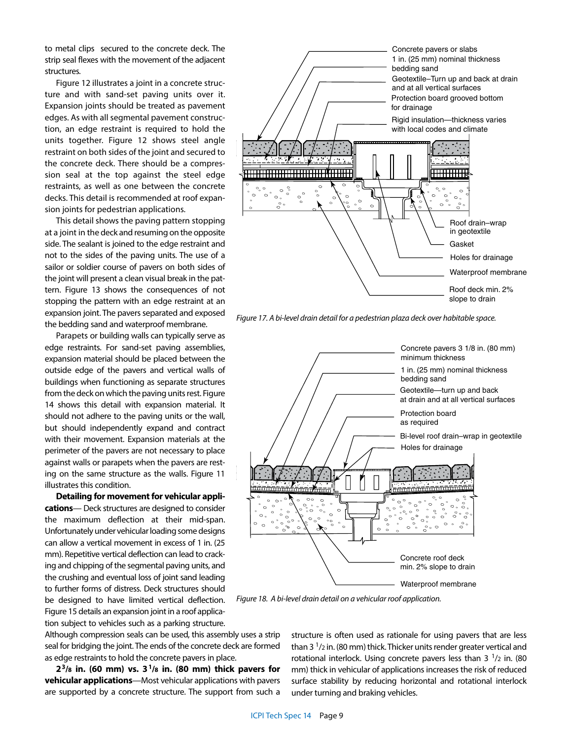to metal clips secured to the concrete deck. The strip seal flexes with the movement of the adjacent structures.

Figure 12 illustrates a joint in a concrete structure and with sand-set paving units over it. Expansion joints should be treated as pavement edges. As with all segmental pavement construction, an edge restraint is required to hold the units together. Figure 12 shows steel angle restraint on both sides of the joint and secured to the concrete deck. There should be a compression seal at the top against the steel edge restraints, as well as one between the concrete decks. This detail is recommended at roof expansion joints for pedestrian applications.

This detail shows the paving pattern stopping at a joint in the deck and resuming on the opposite side. The sealant is joined to the edge restraint and not to the sides of the paving units. The use of a sailor or soldier course of pavers on both sides of the joint will present a clean visual break in the pattern. Figure 13 shows the consequences of not stopping the pattern with an edge restraint at an expansion joint. The pavers separated and exposed the bedding sand and waterproof membrane.

Parapets or building walls can typically serve as edge restraints. For sand-set paving assemblies, expansion material should be placed between the outside edge of the pavers and vertical walls of buildings when functioning as separate structures from the deck on which the paving units rest. Figure 14 shows this detail with expansion material. It should not adhere to the paving units or the wall, but should independently expand and contract with their movement. Expansion materials at the perimeter of the pavers are not necessary to place against walls or parapets when the pavers are resting on the same structure as the walls. Figure 11 illustrates this condition.

**Detailing for movement for vehicular applications**— Deck structures are designed to consider the maximum deflection at their mid-span. Unfortunately under vehicular loading some designs can allow a vertical movement in excess of 1 in. (25 mm). Repetitive vertical deflection can lead to cracking and chipping of the segmental paving units, and the crushing and eventual loss of joint sand leading to further forms of distress. Deck structures should be designed to have limited vertical deflection. Figure 15 details an expansion joint in a roof application subject to vehicles such as a parking structure. Although compression seals can be used, this assembly uses a strip seal for bridging the joint. The ends of the concrete deck are formed as edge restraints to hold the concrete pavers in place.

Concrete pavers or slabs
1 in. (25 mm) nominal thickness bedding sand
Geotextile–Turn up and back at drain and at all vertical surfaces
Protection board grooved bottom for drainage
Rigid insulation—thickness varies with local codes and climate
Roof drain–wrap in geotextile
Gasket
Holes for drainage
Waterproof membrane
Roof deck min. 2% slope to drain

*Figure 17. A bi-level drain detail for a pedestrian plaza deck over habitable space.*

Concrete pavers 3 1/8 in. (80 mm) minimum thickness
1 in. (25 mm) nominal thickness bedding sand
Geotextile—turn up and back at drain and at all vertical surfaces
Protection board as required
Bi-level roof drain–wrap in geotextile
Holes for drainage
Concrete roof deck min. 2% slope to drain
Waterproof membrane

*Figure 18. A bi-level drain detail on a vehicular roof application.*

**2 3/8 in. (60 mm) vs. 3 1/8 in. (80 mm) thick pavers for vehicular applications**—Most vehicular applications with pavers are supported by a concrete structure. The support from such a structure is often used as rationale for using pavers that are less than 3 1/2 in. (80 mm) thick. Thicker units render greater vertical and rotational interlock. Using concrete pavers less than 3 1/2 in. (80 mm) thick in vehicular of applications increases the risk of reduced surface stability by reducing horizontal and rotational interlock under turning and braking vehicles.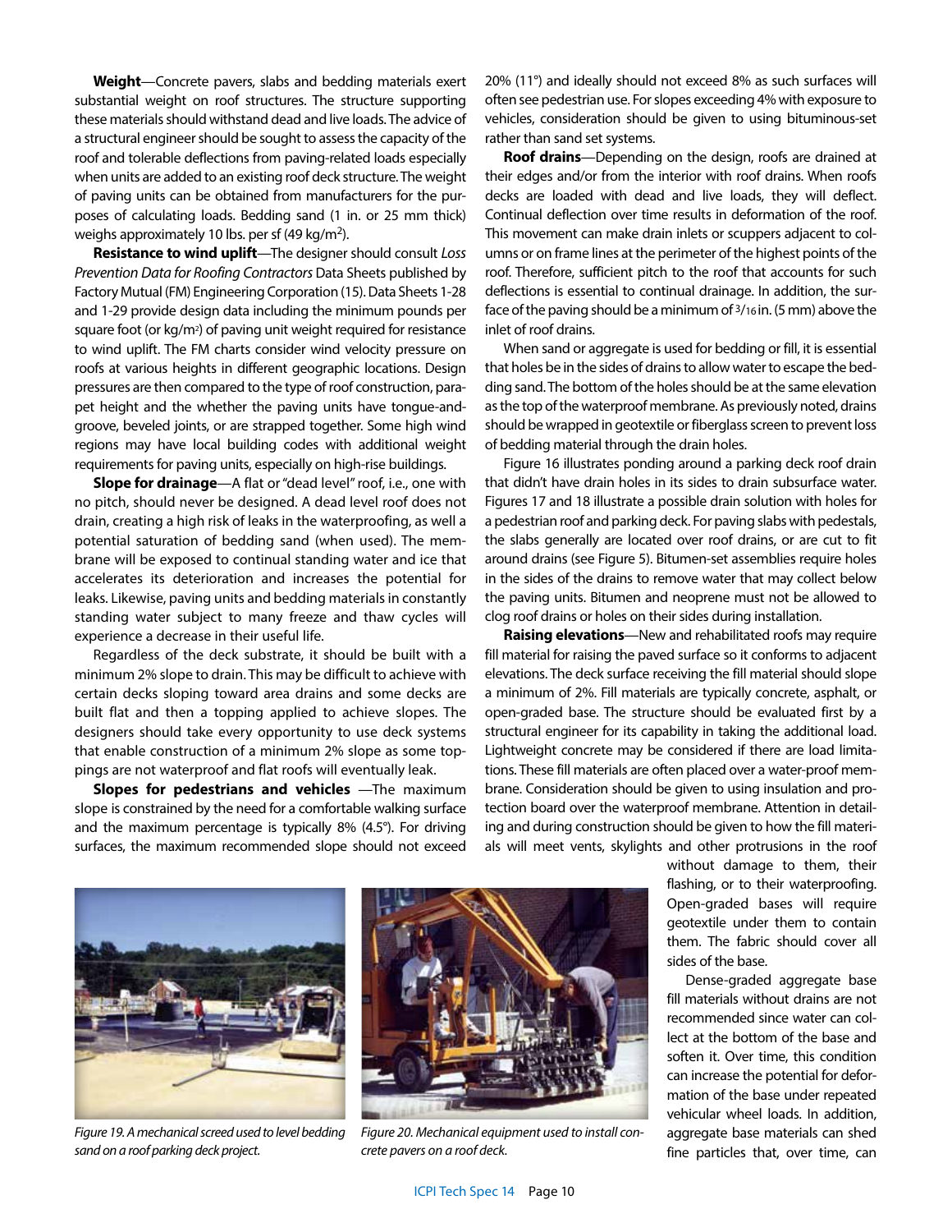**Weight**—Concrete pavers, slabs and bedding materials exert substantial weight on roof structures. The structure supporting these materials should withstand dead and live loads. The advice of a structural engineer should be sought to assess the capacity of the roof and tolerable deflections from paving-related loads especially when units are added to an existing roof deck structure. The weight of paving units can be obtained from manufacturers for the purposes of calculating loads. Bedding sand (1 in. or 25 mm thick) weighs approximately 10 lbs. per sf (49 kg/m$^2$).

**Resistance to wind uplift**—The designer should consult *Loss Prevention Data for Roofing Contractors* Data Sheets published by Factory Mutual (FM) Engineering Corporation (15). Data Sheets 1-28 and 1-29 provide design data including the minimum pounds per square foot (or kg/m$^2$) of paving unit weight required for resistance to wind uplift. The FM charts consider wind velocity pressure on roofs at various heights in different geographic locations. Design pressures are then compared to the type of roof construction, parapet height and the whether the paving units have tongue-and-groove, beveled joints, or are strapped together. Some high wind regions may have local building codes with additional weight requirements for paving units, especially on high-rise buildings.

**Slope for drainage**—A flat or "dead level" roof, i.e., one with no pitch, should never be designed. A dead level roof does not drain, creating a high risk of leaks in the waterproofing, as well a potential saturation of bedding sand (when used). The membrane will be exposed to continual standing water and ice that accelerates its deterioration and increases the potential for leaks. Likewise, paving units and bedding materials in constantly standing water subject to many freeze and thaw cycles will experience a decrease in their useful life.

Regardless of the deck substrate, it should be built with a minimum 2% slope to drain. This may be difficult to achieve with certain decks sloping toward area drains and some decks are built flat and then a topping applied to achieve slopes. The designers should take every opportunity to use deck systems that enable construction of a minimum 2% slope as some toppings are not waterproof and flat roofs will eventually leak.

**Slopes for pedestrians and vehicles** —The maximum slope is constrained by the need for a comfortable walking surface and the maximum percentage is typically 8% (4.5°). For driving surfaces, the maximum recommended slope should not exceed 20% (11°) and ideally should not exceed 8% as such surfaces will often see pedestrian use. For slopes exceeding 4% with exposure to vehicles, consideration should be given to using bituminous-set rather than sand set systems.

**Roof drains**—Depending on the design, roofs are drained at their edges and/or from the interior with roof drains. When roofs decks are loaded with dead and live loads, they will deflect. Continual deflection over time results in deformation of the roof. This movement can make drain inlets or scuppers adjacent to columns or on frame lines at the perimeter of the highest points of the roof. Therefore, sufficient pitch to the roof that accounts for such deflections is essential to continual drainage. In addition, the surface of the paving should be a minimum of 3/16 in. (5 mm) above the inlet of roof drains.

When sand or aggregate is used for bedding or fill, it is essential that holes be in the sides of drains to allow water to escape the bedding sand. The bottom of the holes should be at the same elevation as the top of the waterproof membrane. As previously noted, drains should be wrapped in geotextile or fiberglass screen to prevent loss of bedding material through the drain holes.

Figure 16 illustrates ponding around a parking deck roof drain that didn't have drain holes in its sides to drain subsurface water. Figures 17 and 18 illustrate a possible drain solution with holes for a pedestrian roof and parking deck. For paving slabs with pedestals, the slabs generally are located over roof drains, or are cut to fit around drains (see Figure 5). Bitumen-set assemblies require holes in the sides of the drains to remove water that may collect below the paving units. Bitumen and neoprene must not be allowed to clog roof drains or holes on their sides during installation.

**Raising elevations**—New and rehabilitated roofs may require fill material for raising the paved surface so it conforms to adjacent elevations. The deck surface receiving the fill material should slope a minimum of 2%. Fill materials are typically concrete, asphalt, or open-graded base. The structure should be evaluated first by a structural engineer for its capability in taking the additional load. Lightweight concrete may be considered if there are load limitations. These fill materials are often placed over a water-proof membrane. Consideration should be given to using insulation and protection board over the waterproof membrane. Attention in detailing and during construction should be given to how the fill materials will meet vents, skylights and other protrusions in the roof without damage to them, their flashing, or to their waterproofing. Open-graded bases will require geotextile under them to contain them. The fabric should cover all sides of the base.

Dense-graded aggregate base fill materials without drains are not recommended since water can collect at the bottom of the base and soften it. Over time, this condition can increase the potential for deformation of the base under repeated vehicular wheel loads. In addition, aggregate base materials can shed fine particles that, over time, can

*Figure 19. A mechanical screed used to level bedding sand on a roof parking deck project.*

*Figure 20. Mechanical equipment used to install concrete pavers on a roof deck.*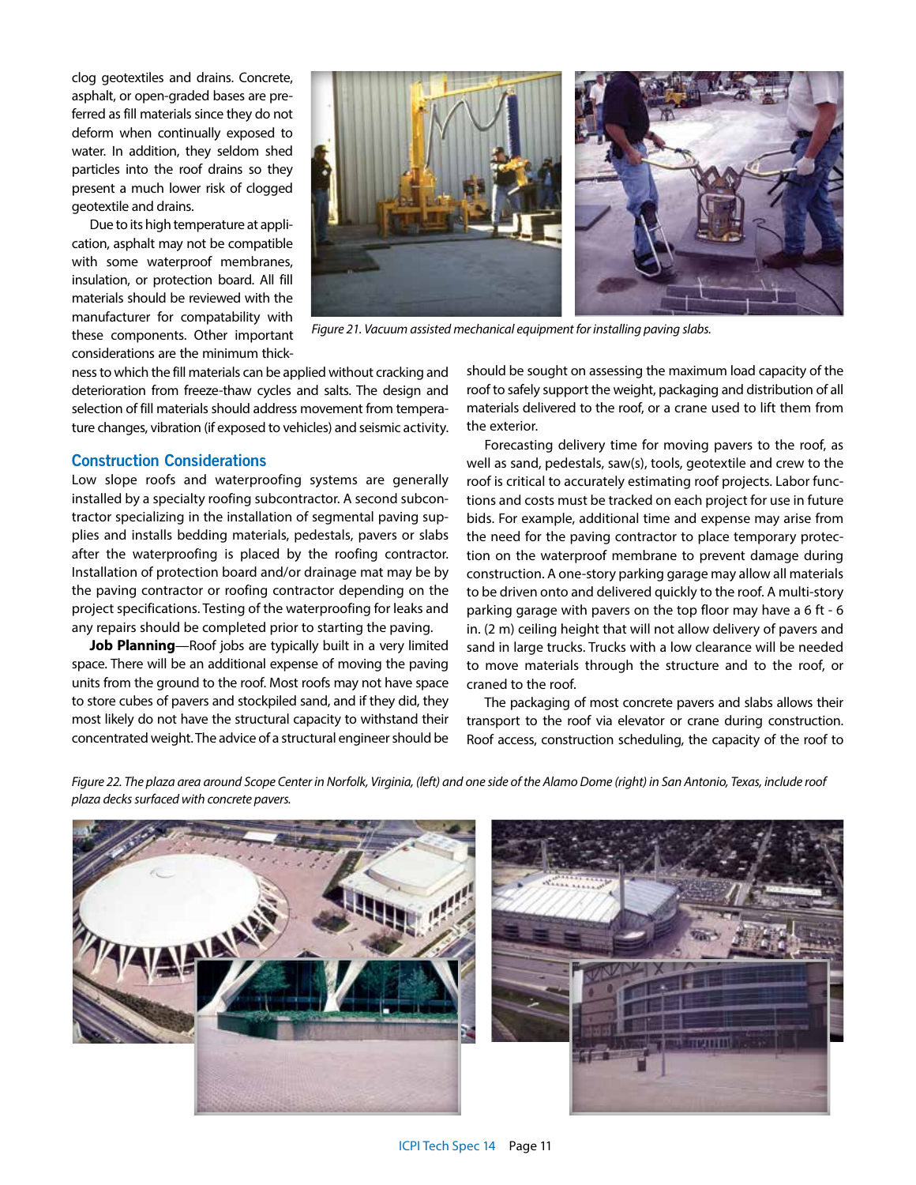clog geotextiles and drains. Concrete, asphalt, or open-graded bases are preferred as fill materials since they do not deform when continually exposed to water. In addition, they seldom shed particles into the roof drains so they present a much lower risk of clogged geotextile and drains.

Due to its high temperature at application, asphalt may not be compatible with some waterproof membranes, insulation, or protection board. All fill materials should be reviewed with the manufacturer for compatability with these components. Other important considerations are the minimum thickness to which the fill materials can be applied without cracking and deterioration from freeze-thaw cycles and salts. The design and selection of fill materials should address movement from temperature changes, vibration (if exposed to vehicles) and seismic activity.

*Figure 21. Vacuum assisted mechanical equipment for installing paving slabs.*

## Construction Considerations

Low slope roofs and waterproofing systems are generally installed by a specialty roofing subcontractor. A second subcontractor specializing in the installation of segmental paving supplies and installs bedding materials, pedestals, pavers or slabs after the waterproofing is placed by the roofing contractor. Installation of protection board and/or drainage mat may be by the paving contractor or roofing contractor depending on the project specifications. Testing of the waterproofing for leaks and any repairs should be completed prior to starting the paving.

**Job Planning**—Roof jobs are typically built in a very limited space. There will be an additional expense of moving the paving units from the ground to the roof. Most roofs may not have space to store cubes of pavers and stockpiled sand, and if they did, they most likely do not have the structural capacity to withstand their concentrated weight. The advice of a structural engineer should be sought on assessing the maximum load capacity of the roof to safely support the weight, packaging and distribution of all materials delivered to the roof, or a crane used to lift them from the exterior.

Forecasting delivery time for moving pavers to the roof, as well as sand, pedestals, saw(s), tools, geotextile and crew to the roof is critical to accurately estimating roof projects. Labor functions and costs must be tracked on each project for use in future bids. For example, additional time and expense may arise from the need for the paving contractor to place temporary protection on the waterproof membrane to prevent damage during construction. A one-story parking garage may allow all materials to be driven onto and delivered quickly to the roof. A multi-story parking garage with pavers on the top floor may have a 6 ft - 6 in. (2 m) ceiling height that will not allow delivery of pavers and sand in large trucks. Trucks with a low clearance will be needed to move materials through the structure and to the roof, or craned to the roof.

The packaging of most concrete pavers and slabs allows their transport to the roof via elevator or crane during construction. Roof access, construction scheduling, the capacity of the roof to

*Figure 22. The plaza area around Scope Center in Norfolk, Virginia, (left) and one side of the Alamo Dome (right) in San Antonio, Texas, include roof plaza decks surfaced with concrete pavers.*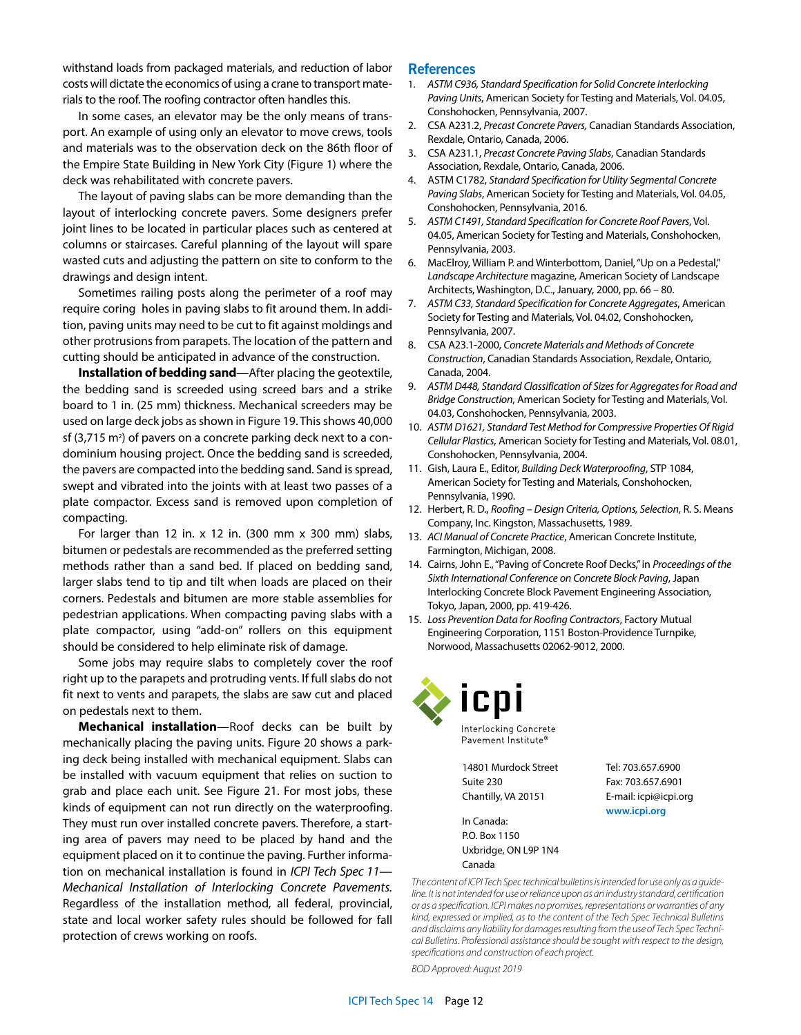withstand loads from packaged materials, and reduction of labor costs will dictate the economics of using a crane to transport materials to the roof. The roofing contractor often handles this.

In some cases, an elevator may be the only means of transport. An example of using only an elevator to move crews, tools and materials was to the observation deck on the 86th floor of the Empire State Building in New York City (Figure 1) where the deck was rehabilitated with concrete pavers.

The layout of paving slabs can be more demanding than the layout of interlocking concrete pavers. Some designers prefer joint lines to be located in particular places such as centered at columns or staircases. Careful planning of the layout will spare wasted cuts and adjusting the pattern on site to conform to the drawings and design intent.

Sometimes railing posts along the perimeter of a roof may require coring holes in paving slabs to fit around them. In addition, paving units may need to be cut to fit against moldings and other protrusions from parapets. The location of the pattern and cutting should be anticipated in advance of the construction.

**Installation of bedding sand**—After placing the geotextile, the bedding sand is screeded using screed bars and a strike board to 1 in. (25 mm) thickness. Mechanical screeders may be used on large deck jobs as shown in Figure 19. This shows 40,000 sf (3,715 $m^2$) of pavers on a concrete parking deck next to a condominium housing project. Once the bedding sand is screeded, the pavers are compacted into the bedding sand. Sand is spread, swept and vibrated into the joints with at least two passes of a plate compactor. Excess sand is removed upon completion of compacting.

For larger than 12 in. x 12 in. (300 mm x 300 mm) slabs, bitumen or pedestals are recommended as the preferred setting methods rather than a sand bed. If placed on bedding sand, larger slabs tend to tip and tilt when loads are placed on their corners. Pedestals and bitumen are more stable assemblies for pedestrian applications. When compacting paving slabs with a plate compactor, using "add-on" rollers on this equipment should be considered to help eliminate risk of damage.

Some jobs may require slabs to completely cover the roof right up to the parapets and protruding vents. If full slabs do not fit next to vents and parapets, the slabs are saw cut and placed on pedestals next to them.

**Mechanical installation**—Roof decks can be built by mechanically placing the paving units. Figure 20 shows a parking deck being installed with mechanical equipment. Slabs can be installed with vacuum equipment that relies on suction to grab and place each unit. See Figure 21. For most jobs, these kinds of equipment can not run directly on the waterproofing. They must run over installed concrete pavers. Therefore, a starting area of pavers may need to be placed by hand and the equipment placed on it to continue the paving. Further information on mechanical installation is found in *ICPI Tech Spec 11—Mechanical Installation of Interlocking Concrete Pavements.* Regardless of the installation method, all federal, provincial, state and local worker safety rules should be followed for fall protection of crews working on roofs.

## References

1. *ASTM C936, Standard Specification for Solid Concrete Interlocking Paving Units*, American Society for Testing and Materials, Vol. 04.05, Conshohocken, Pennsylvania, 2007.
2. CSA A231.2, *Precast Concrete Pavers,* Canadian Standards Association, Rexdale, Ontario, Canada, 2006.
3. CSA A231.1, *Precast Concrete Paving Slabs*, Canadian Standards Association, Rexdale, Ontario, Canada, 2006.
4. ASTM C1782, *Standard Specification for Utility Segmental Concrete Paving Slabs*, American Society for Testing and Materials, Vol. 04.05, Conshohocken, Pennsylvania, 2016.
5. *ASTM C1491, Standard Specification for Concrete Roof Pavers*, Vol. 04.05, American Society for Testing and Materials, Conshohocken, Pennsylvania, 2003.
6. MacElroy, William P. and Winterbottom, Daniel, "Up on a Pedestal," *Landscape Architecture* magazine, American Society of Landscape Architects, Washington, D.C., January, 2000, pp. 66 – 80.
7. *ASTM C33, Standard Specification for Concrete Aggregates*, American Society for Testing and Materials, Vol. 04.02, Conshohocken, Pennsylvania, 2007.
8. CSA A23.1-2000, *Concrete Materials and Methods of Concrete Construction*, Canadian Standards Association, Rexdale, Ontario, Canada, 2004.
9. *ASTM D448, Standard Classification of Sizes for Aggregates for Road and Bridge Construction*, American Society for Testing and Materials, Vol. 04.03, Conshohocken, Pennsylvania, 2003.
10. *ASTM D1621, Standard Test Method for Compressive Properties Of Rigid Cellular Plastics*, American Society for Testing and Materials, Vol. 08.01, Conshohocken, Pennsylvania, 2004.
11. Gish, Laura E., Editor, *Building Deck Waterproofing*, STP 1084, American Society for Testing and Materials, Conshohocken, Pennsylvania, 1990.
12. Herbert, R. D., *Roofing – Design Criteria, Options, Selection*, R. S. Means Company, Inc. Kingston, Massachusetts, 1989.
13. *ACI Manual of Concrete Practice*, American Concrete Institute, Farmington, Michigan, 2008.
14. Cairns, John E., "Paving of Concrete Roof Decks," in *Proceedings of the Sixth International Conference on Concrete Block Paving*, Japan Interlocking Concrete Block Pavement Engineering Association, Tokyo, Japan, 2000, pp. 419-426.
15. *Loss Prevention Data for Roofing Contractors*, Factory Mutual Engineering Corporation, 1151 Boston-Providence Turnpike, Norwood, Massachusetts 02062-9012, 2000.

icpi
Interlocking Concrete Pavement Institute®

14801 Murdock Street
Suite 230
Chantilly, VA 20151

Tel: 703.657.6900
Fax: 703.657.6901
E-mail: icpi@icpi.org
www.icpi.org

In Canada:
P.O. Box 1150
Uxbridge, ON L9P 1N4
Canada

*The content of ICPI Tech Spec technical bulletins is intended for use only as a guideline. It is not intended for use or reliance upon as an industry standard, certification or as a specification. ICPI makes no promises, representations or warranties of any kind, expressed or implied, as to the content of the Tech Spec Technical Bulletins and disclaims any liability for damages resulting from the use of Tech Spec Technical Bulletins. Professional assistance should be sought with respect to the design, specifications and construction of each project.*

*BOD Approved: August 2019*